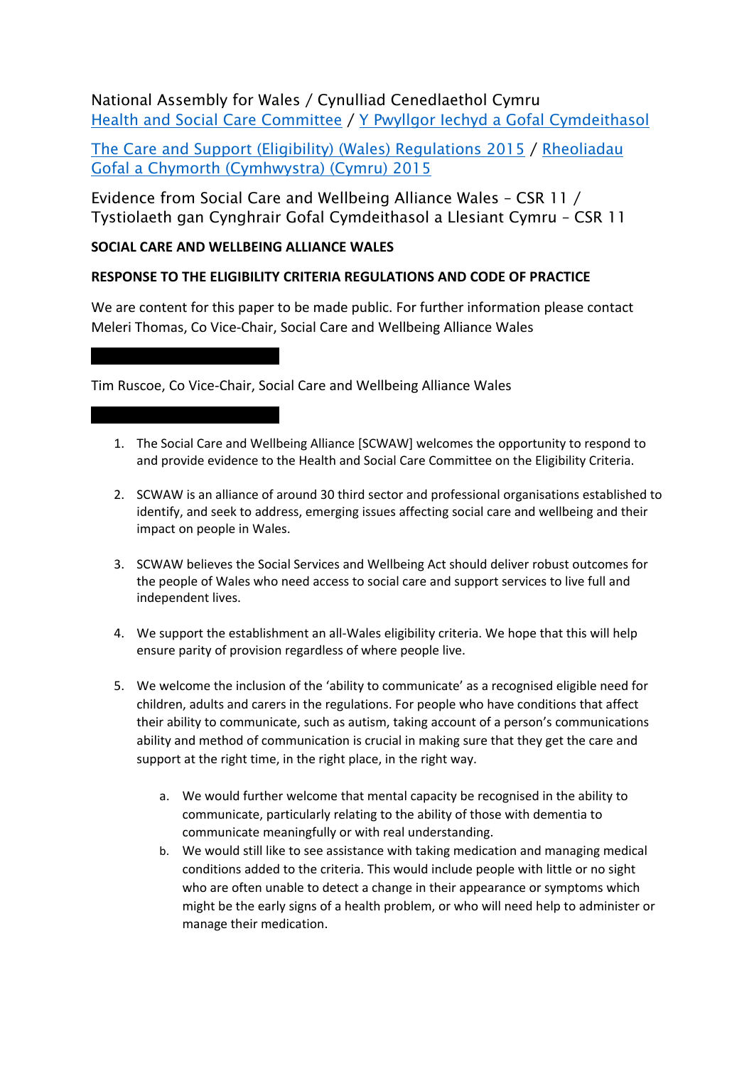National Assembly for Wales / Cynulliad Cenedlaethol Cymru
[Health and Social Care Committee](#) / [Y Pwyllgor Iechyd a Gofal Cymdeithasol](#)

[The Care and Support (Eligibility) (Wales) Regulations 2015](#) / [Rheoliadau Gofal a Chymorth (Cymhwystra) (Cymru) 2015](#)

Evidence from Social Care and Wellbeing Alliance Wales – CSR 11 / Tystiolaeth gan Cynghrair Gofal Cymdeithasol a Llesiant Cymru – CSR 11

**SOCIAL CARE AND WELLBEING ALLIANCE WALES**

**RESPONSE TO THE ELIGIBILITY CRITERIA REGULATIONS AND CODE OF PRACTICE**

We are content for this paper to be made public. For further information please contact Meleri Thomas, Co Vice-Chair, Social Care and Wellbeing Alliance Wales

Tim Ruscoe, Co Vice-Chair, Social Care and Wellbeing Alliance Wales

1. The Social Care and Wellbeing Alliance [SCWAW] welcomes the opportunity to respond to and provide evidence to the Health and Social Care Committee on the Eligibility Criteria.

2. SCWAW is an alliance of around 30 third sector and professional organisations established to identify, and seek to address, emerging issues affecting social care and wellbeing and their impact on people in Wales.

3. SCWAW believes the Social Services and Wellbeing Act should deliver robust outcomes for the people of Wales who need access to social care and support services to live full and independent lives.

4. We support the establishment an all-Wales eligibility criteria. We hope that this will help ensure parity of provision regardless of where people live.

5. We welcome the inclusion of the 'ability to communicate' as a recognised eligible need for children, adults and carers in the regulations. For people who have conditions that affect their ability to communicate, such as autism, taking account of a person's communications ability and method of communication is crucial in making sure that they get the care and support at the right time, in the right place, in the right way.

    a. We would further welcome that mental capacity be recognised in the ability to communicate, particularly relating to the ability of those with dementia to communicate meaningfully or with real understanding.

    b. We would still like to see assistance with taking medication and managing medical conditions added to the criteria. This would include people with little or no sight who are often unable to detect a change in their appearance or symptoms which might be the early signs of a health problem, or who will need help to administer or manage their medication.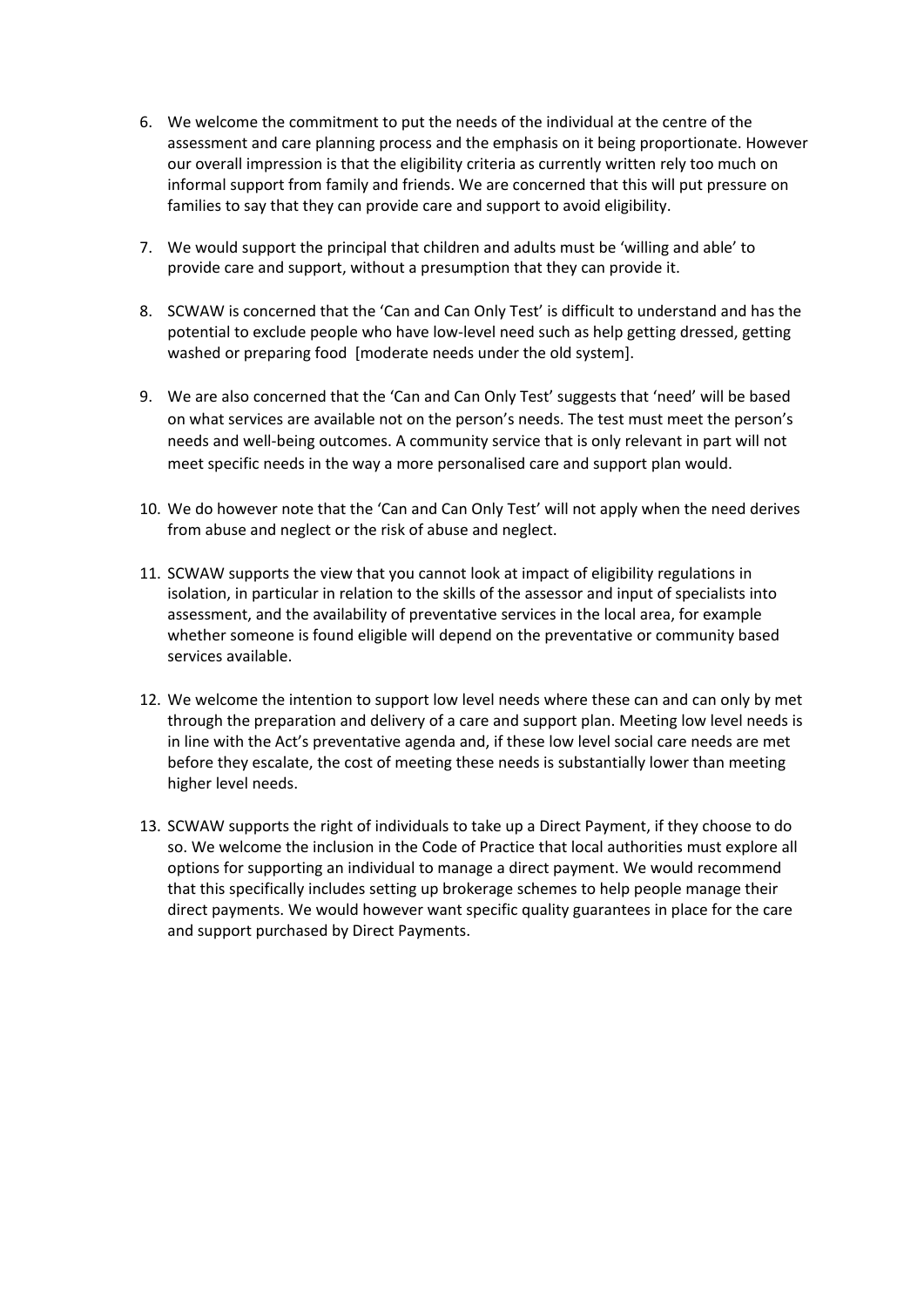6. We welcome the commitment to put the needs of the individual at the centre of the assessment and care planning process and the emphasis on it being proportionate. However our overall impression is that the eligibility criteria as currently written rely too much on informal support from family and friends. We are concerned that this will put pressure on families to say that they can provide care and support to avoid eligibility.

7. We would support the principal that children and adults must be 'willing and able' to provide care and support, without a presumption that they can provide it.

8. SCWAW is concerned that the 'Can and Can Only Test' is difficult to understand and has the potential to exclude people who have low-level need such as help getting dressed, getting washed or preparing food [moderate needs under the old system].

9. We are also concerned that the 'Can and Can Only Test' suggests that 'need' will be based on what services are available not on the person's needs. The test must meet the person's needs and well-being outcomes. A community service that is only relevant in part will not meet specific needs in the way a more personalised care and support plan would.

10. We do however note that the 'Can and Can Only Test' will not apply when the need derives from abuse and neglect or the risk of abuse and neglect.

11. SCWAW supports the view that you cannot look at impact of eligibility regulations in isolation, in particular in relation to the skills of the assessor and input of specialists into assessment, and the availability of preventative services in the local area, for example whether someone is found eligible will depend on the preventative or community based services available.

12. We welcome the intention to support low level needs where these can and can only by met through the preparation and delivery of a care and support plan. Meeting low level needs is in line with the Act's preventative agenda and, if these low level social care needs are met before they escalate, the cost of meeting these needs is substantially lower than meeting higher level needs.

13. SCWAW supports the right of individuals to take up a Direct Payment, if they choose to do so. We welcome the inclusion in the Code of Practice that local authorities must explore all options for supporting an individual to manage a direct payment. We would recommend that this specifically includes setting up brokerage schemes to help people manage their direct payments. We would however want specific quality guarantees in place for the care and support purchased by Direct Payments.